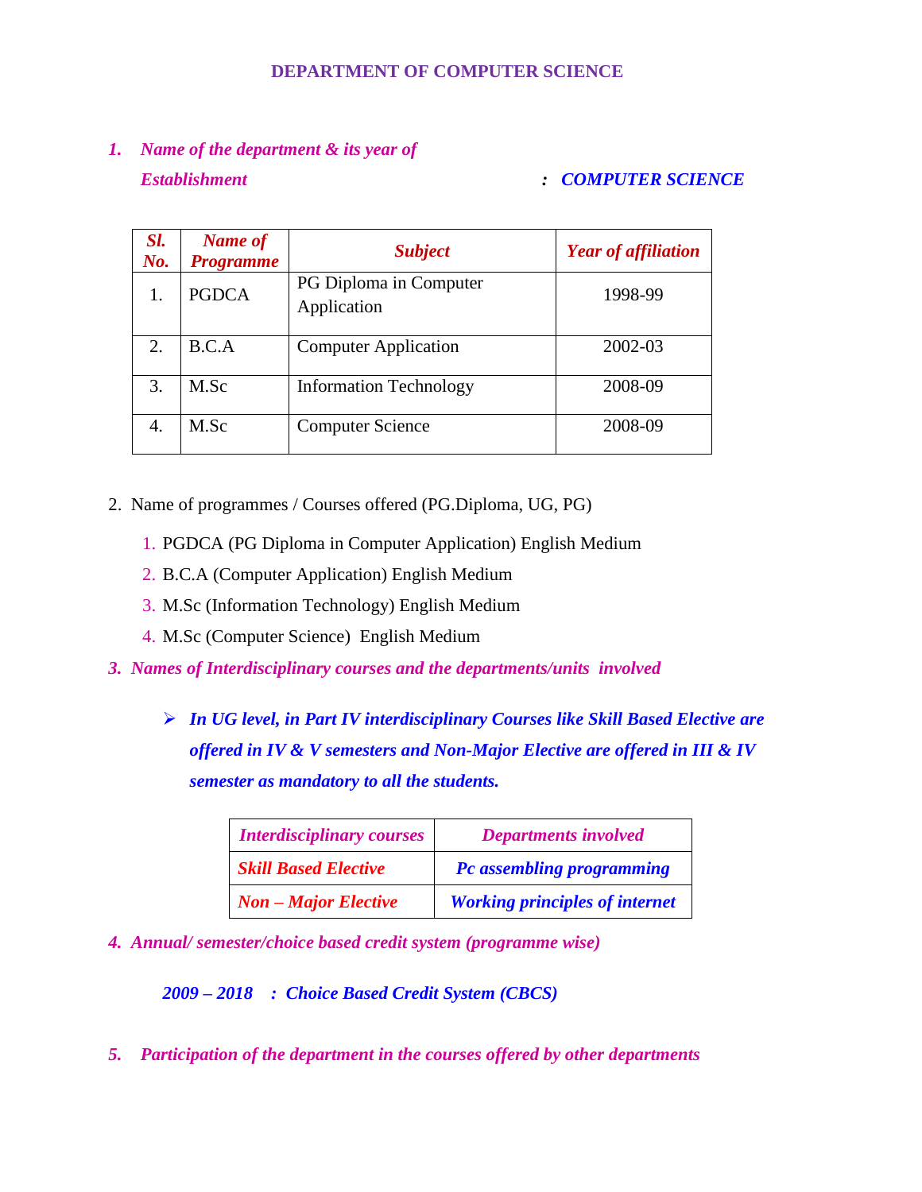# DEPARTMENT OF COMPUTER SCIENCE

1. ***Name of the department & its year of Establishment*** : ***COMPUTER SCIENCE***

| *Sl. No.* | *Name of Programme* | *Subject* | *Year of affiliation* |
|---|---|---|---|
| 1. | PGDCA | PG Diploma in Computer Application | 1998-99 |
| 2. | B.C.A | Computer Application | 2002-03 |
| 3. | M.Sc | Information Technology | 2008-09 |
| 4. | M.Sc | Computer Science | 2008-09 |

2. Name of programmes / Courses offered (PG.Diploma, UG, PG)
    1. PGDCA (PG Diploma in Computer Application) English Medium
    2. B.C.A (Computer Application) English Medium
    3. M.Sc (Information Technology) English Medium
    4. M.Sc (Computer Science) English Medium

3. ***Names of Interdisciplinary courses and the departments/units involved***

    - ***In UG level, in Part IV interdisciplinary Courses like Skill Based Elective are offered in IV & V semesters and Non-Major Elective are offered in III & IV semester as mandatory to all the students.***

| *Interdisciplinary courses* | *Departments involved* |
|---|---|
| ***Skill Based Elective*** | ***Pc assembling programming*** |
| ***Non – Major Elective*** | ***Working principles of internet*** |

4. ***Annual/ semester/choice based credit system (programme wise)***

    ***2009 – 2018 : Choice Based Credit System (CBCS)***

5. ***Participation of the department in the courses offered by other departments***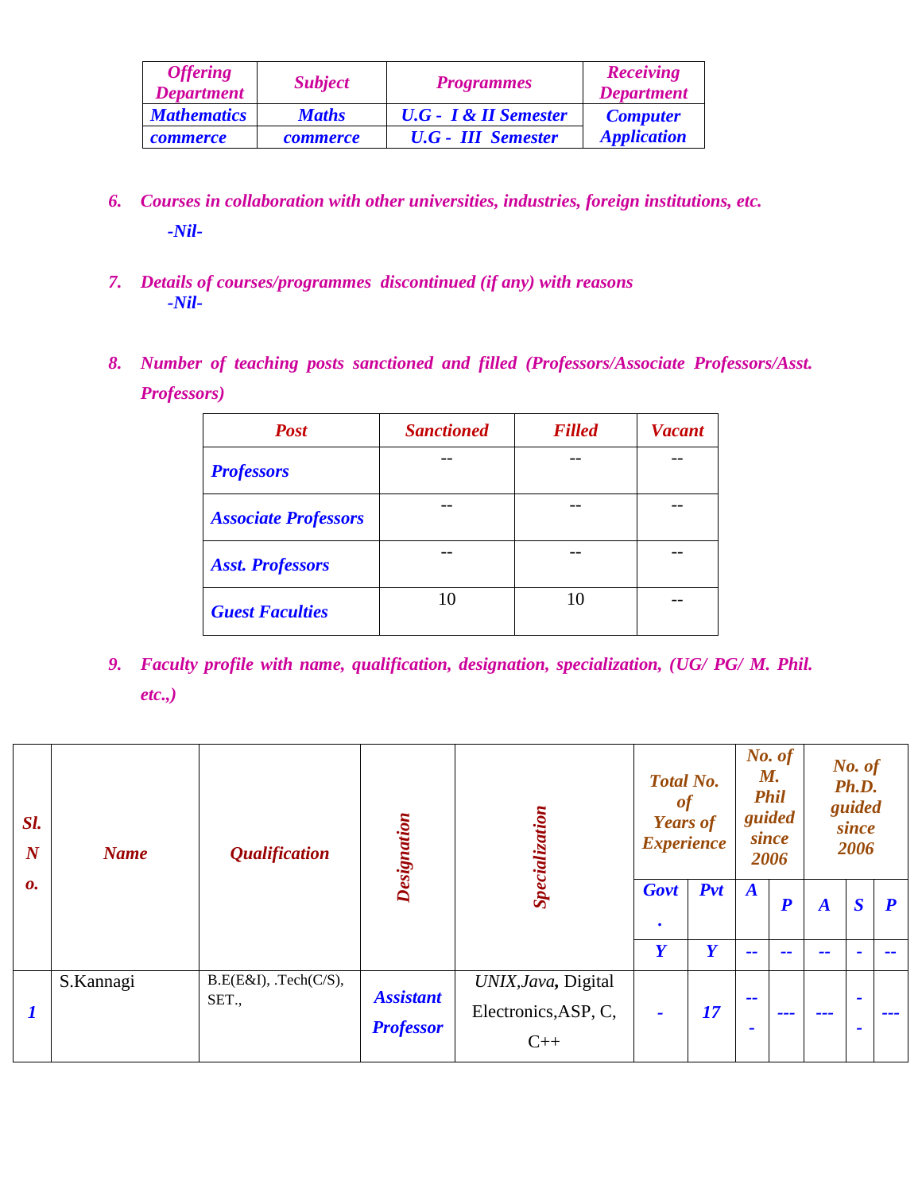| Offering Department | Subject | Programmes | Receiving Department |
|---|---|---|---|
| Mathematics | Maths | U.G - I & II Semester | Computer Application |
| commerce | commerce | U.G - III Semester | |

6. *Courses in collaboration with other universities, industries, foreign institutions, etc.*

   -Nil-

7. *Details of courses/programmes discontinued (if any) with reasons*

   -Nil-

8. *Number of teaching posts sanctioned and filled (Professors/Associate Professors/Asst. Professors)*

| Post | Sanctioned | Filled | Vacant |
|---|---|---|---|
| Professors | -- | -- | -- |
| Associate Professors | -- | -- | -- |
| Asst. Professors | -- | -- | -- |
| Guest Faculties | 10 | 10 | -- |

9. *Faculty profile with name, qualification, designation, specialization, (UG/ PG/ M. Phil. etc.,)*

| Sl. No. | Name | Qualification | Designation | Specialization | Total No. of Years of Experience | | No. of M. Phil guided since 2006 | | No. of Ph.D. guided since 2006 | | |
|---|---|---|---|---|---|---|---|---|---|---|---|
| | | | | | Govt. | Pvt | A | P | A | S | P |
| | | | | | Y | Y | -- | -- | -- | - | -- |
| 1 | S.Kannagi | B.E(E&I), .Tech(C/S), SET., | Assistant Professor | UNIX, Java, Digital Electronics, ASP, C, C++ | - | 17 | --- | --- | --- | -- | --- |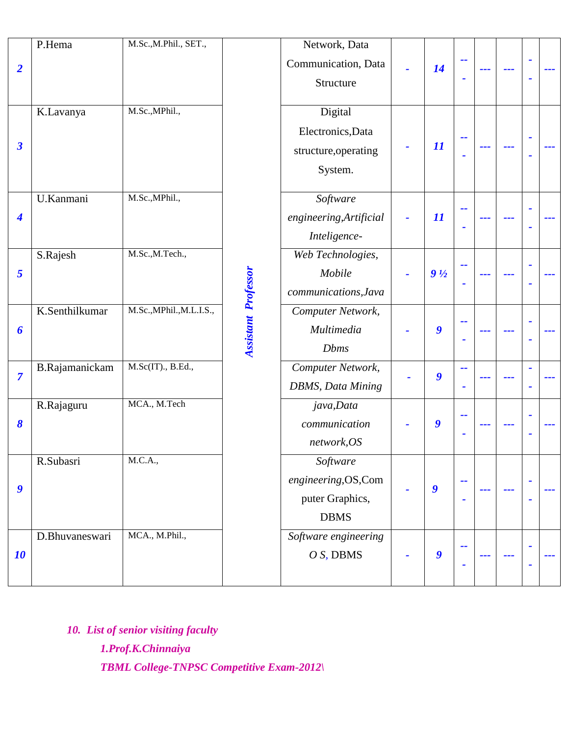| 2 | P.Hema | M.Sc.,M.Phil., SET., | Assistant Professor | Network, Data Communication, Data Structure | - | 14 | --- | --- | --- | -- | --- |
|---|---|---|---|---|---|---|---|---|---|---|---|
| 3 | K.Lavanya | M.Sc.,MPhil., | | Digital Electronics,Data structure,operating System. | - | 11 | --- | --- | --- | -- | --- |
| 4 | U.Kanmani | M.Sc.,MPhil., | | *Software engineering,Artificial Inteligence-* | - | 11 | --- | --- | --- | -- | --- |
| 5 | S.Rajesh | M.Sc.,M.Tech., | | *Web Technologies, Mobile communications,Java* | - | 9 ½ | --- | --- | --- | -- | --- |
| 6 | K.Senthilkumar | M.Sc.,MPhil.,M.L.I.S., | | *Computer Network, Multimedia Dbms* | - | 9 | --- | --- | --- | -- | --- |
| 7 | B.Rajamanickam | M.Sc(IT)., B.Ed., | | *Computer Network, DBMS, Data Mining* | - | 9 | --- | --- | --- | -- | --- |
| 8 | R.Rajaguru | MCA., M.Tech | | *java,Data communication network,OS* | - | 9 | --- | --- | --- | -- | --- |
| 9 | R.Subasri | M.C.A., | | *Software engineering,*OS,Com puter Graphics, DBMS | - | 9 | --- | --- | --- | -- | --- |
| 10 | D.Bhuvaneswari | MCA., M.Phil., | | *Software engineering O S,* DBMS | - | 9 | --- | --- | --- | -- | --- |

*10. List of senior visiting faculty*

*1.Prof.K.Chinnaiya*

*TBML College-TNPSC Competitive Exam-2012\*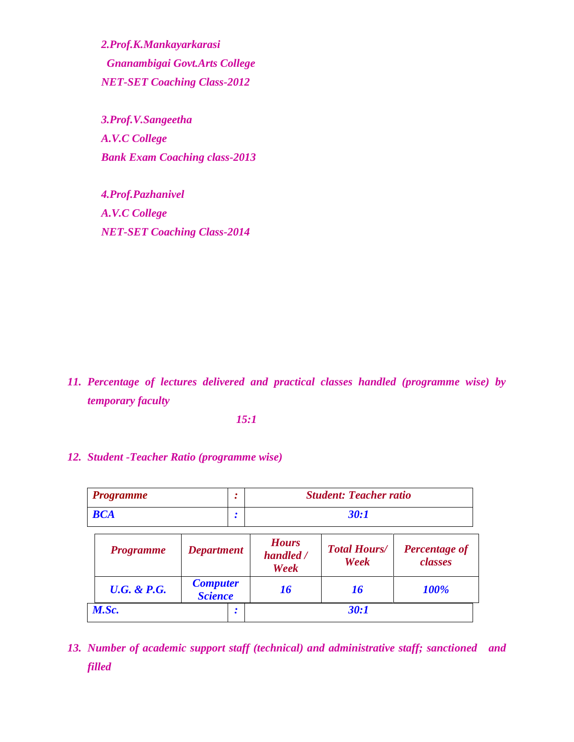*2.Prof.K.Mankayarkarasi*

*Gnanambigai Govt.Arts College*

*NET-SET Coaching Class-2012*

*3.Prof.V.Sangeetha*

*A.V.C College*

*Bank Exam Coaching class-2013*

*4.Prof.Pazhanivel*

*A.V.C College*

*NET-SET Coaching Class-2014*

11. *Percentage of lectures delivered and practical classes handled (programme wise) by temporary faculty*

*15:1*

12. *Student -Teacher Ratio (programme wise)*

| Programme | : | Student: Teacher ratio |
|---|---|---|
| BCA | : | 30:1 |
| M.Sc. | : | 30:1 |

| Programme | Department | Hours handled / Week | Total Hours/ Week | Percentage of classes |
|---|---|---|---|---|
| U.G. & P.G. | Computer Science | 16 | 16 | 100% |

13. *Number of academic support staff (technical) and administrative staff; sanctioned and filled*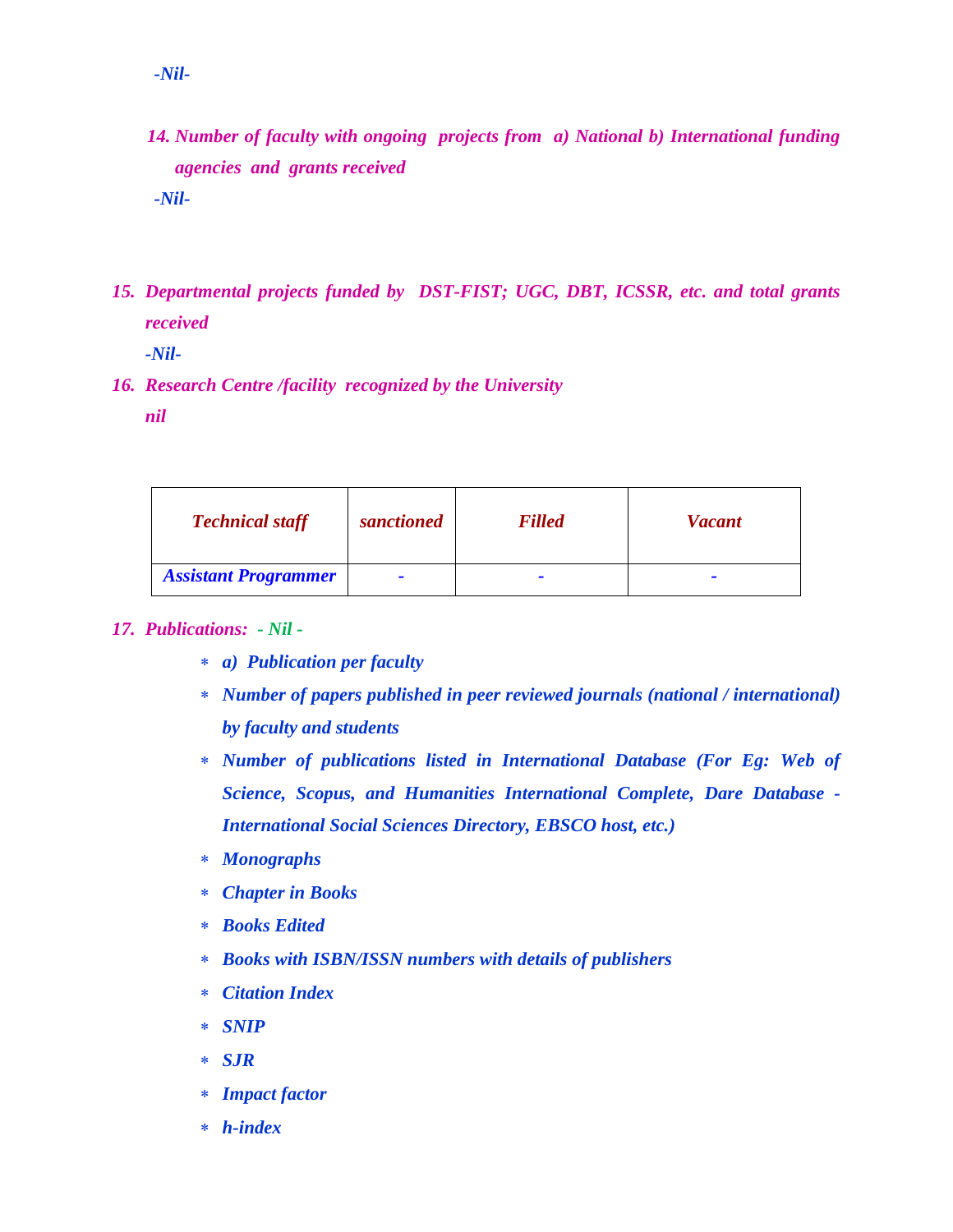*-Nil-*

*14. Number of faculty with ongoing projects from a) National b) International funding agencies and grants received*

*-Nil-*

*15. Departmental projects funded by DST-FIST; UGC, DBT, ICSSR, etc. and total grants received*

*-Nil-*

*16. Research Centre /facility recognized by the University*

*nil*

| *Technical staff* | *sanctioned* | *Filled* | *Vacant* |
|---|---|---|---|
| *Assistant Programmer* | - | - | - |

*17. Publications: - Nil -*

- *a) Publication per faculty*
- *Number of papers published in peer reviewed journals (national / international) by faculty and students*
- *Number of publications listed in International Database (For Eg: Web of Science, Scopus, and Humanities International Complete, Dare Database - International Social Sciences Directory, EBSCO host, etc.)*
- *Monographs*
- *Chapter in Books*
- *Books Edited*
- *Books with ISBN/ISSN numbers with details of publishers*
- *Citation Index*
- *SNIP*
- *SJR*
- *Impact factor*
- *h-index*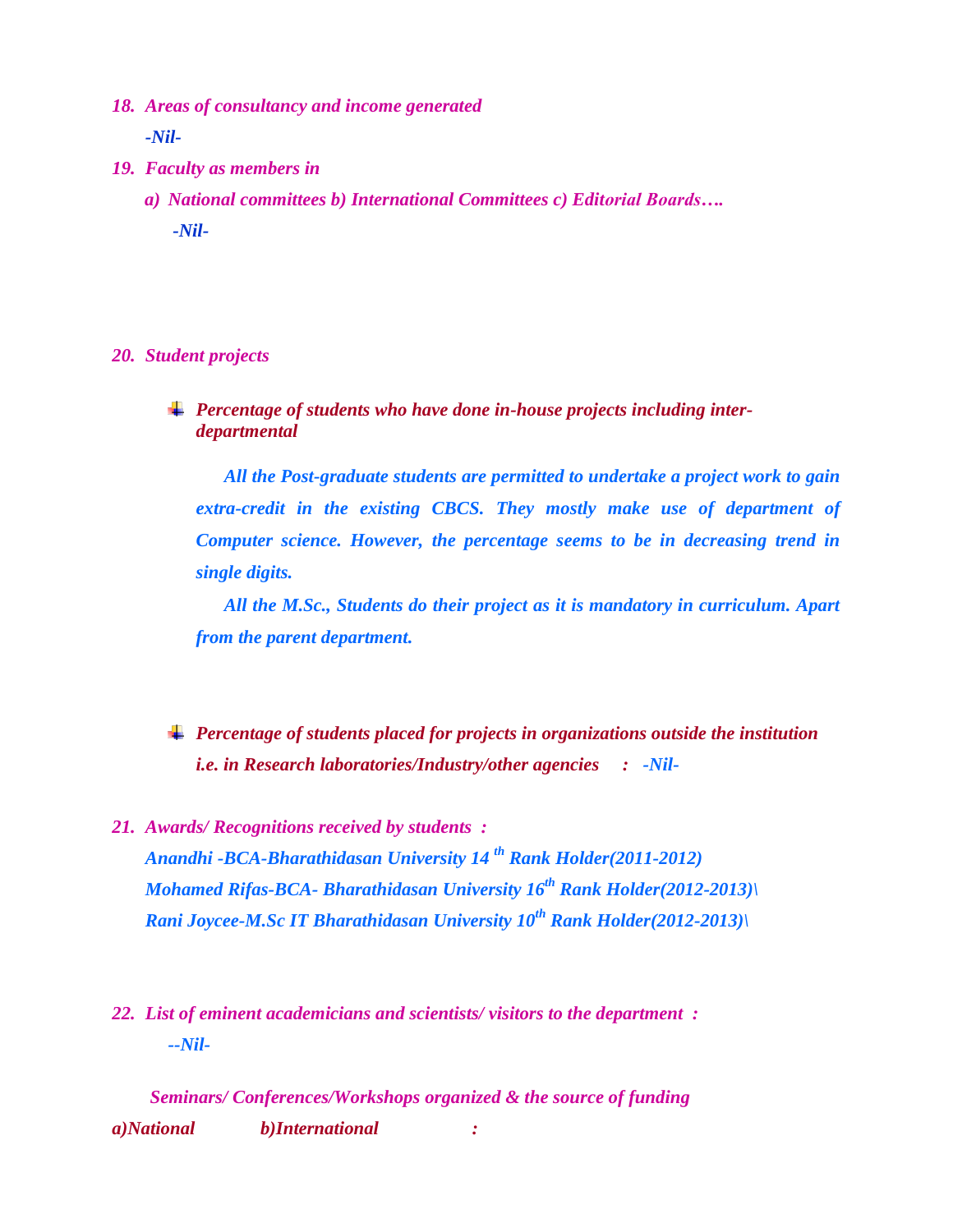18. *Areas of consultancy and income generated*

    *-Nil-*

19. *Faculty as members in*

    *a) National committees b) International Committees c) Editorial Boards….*

    *-Nil-*

20. *Student projects*

- ***Percentage of students who have done in-house projects including inter-departmental***

  ***All the Post-graduate students are permitted to undertake a project work to gain extra-credit in the existing CBCS. They mostly make use of department of Computer science. However, the percentage seems to be in decreasing trend in single digits.***

  ***All the M.Sc., Students do their project as it is mandatory in curriculum. Apart from the parent department.***

- ***Percentage of students placed for projects in organizations outside the institution i.e. in Research laboratories/Industry/other agencies : -Nil-***

21. ***Awards/ Recognitions received by students :***

    ***Anandhi -BCA-Bharathidasan University 14 th Rank Holder(2011-2012)***

    ***Mohamed Rifas-BCA- Bharathidasan University 16th Rank Holder(2012-2013)\\***

    ***Rani Joycee-M.Sc IT Bharathidasan University 10th Rank Holder(2012-2013)\\***

22. ***List of eminent academicians and scientists/ visitors to the department :***

    ***--Nil-***

***Seminars/ Conferences/Workshops organized & the source of funding***

***a)National b)International :***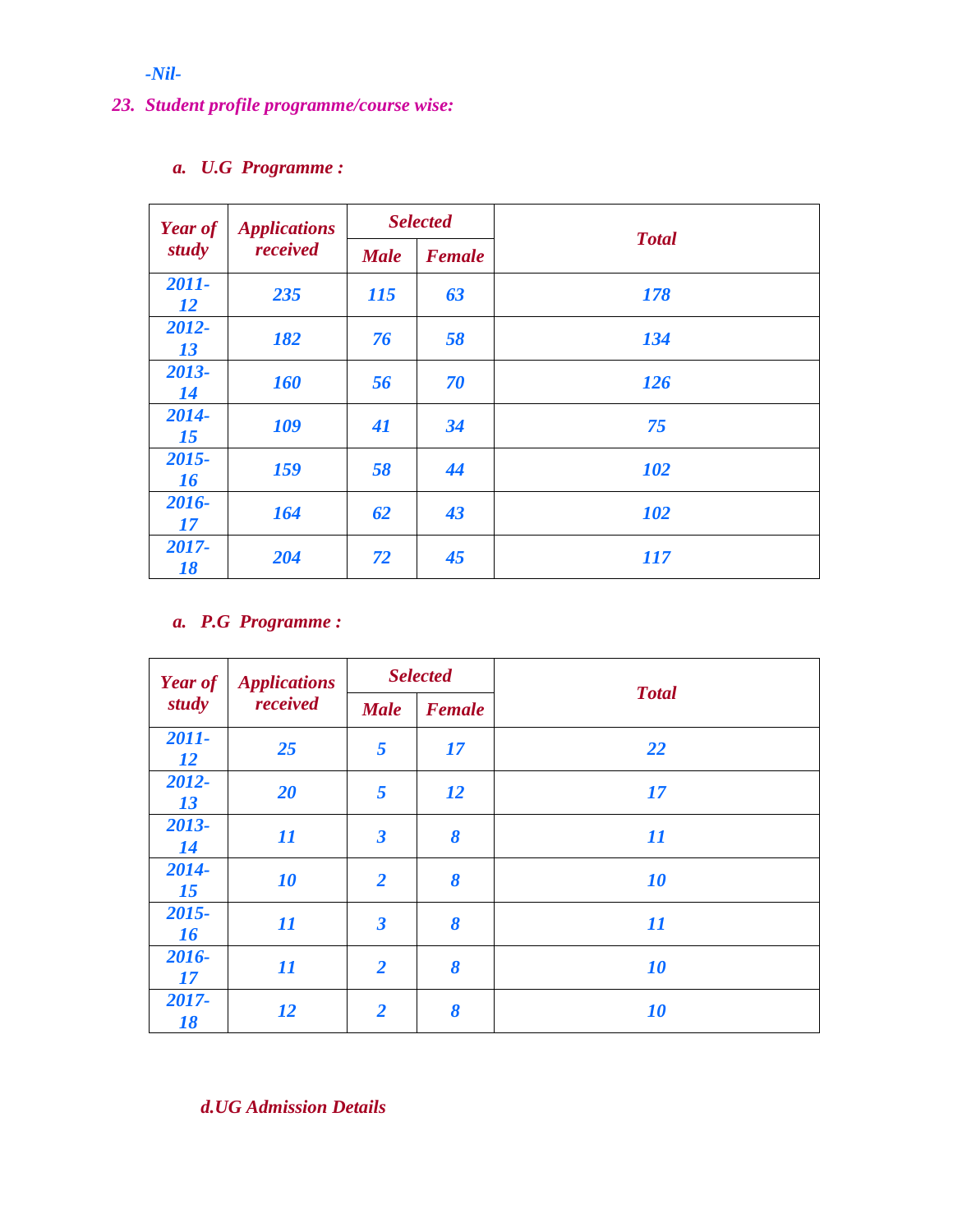*-Nil-*

## 23. *Student profile programme/course wise:*

### a. U.G Programme :

| Year of study | Applications received | Selected | | Total |
|---|---|---|---|---|
| | | Male | Female | |
| 2011-12 | 235 | 115 | 63 | 178 |
| 2012-13 | 182 | 76 | 58 | 134 |
| 2013-14 | 160 | 56 | 70 | 126 |
| 2014-15 | 109 | 41 | 34 | 75 |
| 2015-16 | 159 | 58 | 44 | 102 |
| 2016-17 | 164 | 62 | 43 | 102 |
| 2017-18 | 204 | 72 | 45 | 117 |

### a. P.G Programme :

| Year of study | Applications received | Selected | | Total |
|---|---|---|---|---|
| | | Male | Female | |
| 2011-12 | 25 | 5 | 17 | 22 |
| 2012-13 | 20 | 5 | 12 | 17 |
| 2013-14 | 11 | 3 | 8 | 11 |
| 2014-15 | 10 | 2 | 8 | 10 |
| 2015-16 | 11 | 3 | 8 | 11 |
| 2016-17 | 11 | 2 | 8 | 10 |
| 2017-18 | 12 | 2 | 8 | 10 |

### d.UG Admission Details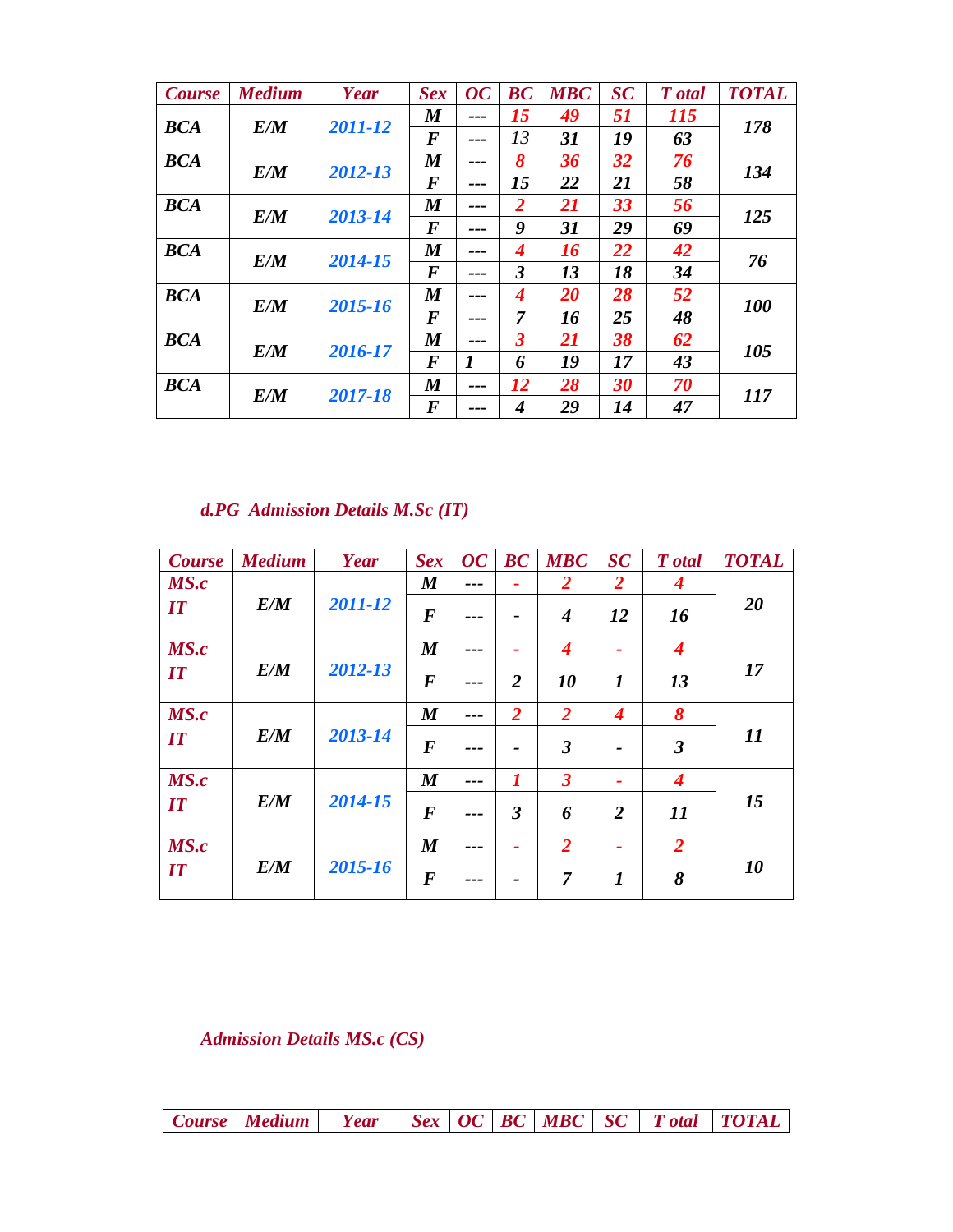| Course | Medium | Year | Sex | OC | BC | MBC | SC | T otal | TOTAL |
|---|---|---|---|---|---|---|---|---|---|
| BCA | E/M | 2011-12 | M | --- | 15 | 49 | 51 | 115 | 178 |
| | | | F | --- | 13 | 31 | 19 | 63 | |
| BCA | E/M | 2012-13 | M | --- | 8 | 36 | 32 | 76 | 134 |
| | | | F | --- | 15 | 22 | 21 | 58 | |
| BCA | E/M | 2013-14 | M | --- | 2 | 21 | 33 | 56 | 125 |
| | | | F | --- | 9 | 31 | 29 | 69 | |
| BCA | E/M | 2014-15 | M | --- | 4 | 16 | 22 | 42 | 76 |
| | | | F | --- | 3 | 13 | 18 | 34 | |
| BCA | E/M | 2015-16 | M | --- | 4 | 20 | 28 | 52 | 100 |
| | | | F | --- | 7 | 16 | 25 | 48 | |
| BCA | E/M | 2016-17 | M | --- | 3 | 21 | 38 | 62 | 105 |
| | | | F | 1 | 6 | 19 | 17 | 43 | |
| BCA | E/M | 2017-18 | M | --- | 12 | 28 | 30 | 70 | 117 |
| | | | F | --- | 4 | 29 | 14 | 47 | |

### d.PG Admission Details M.Sc (IT)

| Course | Medium | Year | Sex | OC | BC | MBC | SC | T otal | TOTAL |
|---|---|---|---|---|---|---|---|---|---|
| MS.c IT | E/M | 2011-12 | M | --- | - | 2 | 2 | 4 | 20 |
| | | | F | --- | - | 4 | 12 | 16 | |
| MS.c IT | E/M | 2012-13 | M | --- | - | 4 | - | 4 | 17 |
| | | | F | --- | 2 | 10 | 1 | 13 | |
| MS.c IT | E/M | 2013-14 | M | --- | 2 | 2 | 4 | 8 | 11 |
| | | | F | --- | - | 3 | - | 3 | |
| MS.c IT | E/M | 2014-15 | M | --- | 1 | 3 | - | 4 | 15 |
| | | | F | --- | 3 | 6 | 2 | 11 | |
| MS.c IT | E/M | 2015-16 | M | --- | - | 2 | - | 2 | 10 |
| | | | F | --- | - | 7 | 1 | 8 | |

### Admission Details MS.c (CS)

| Course | Medium | Year | Sex | OC | BC | MBC | SC | T otal | TOTAL |
|---|---|---|---|---|---|---|---|---|---|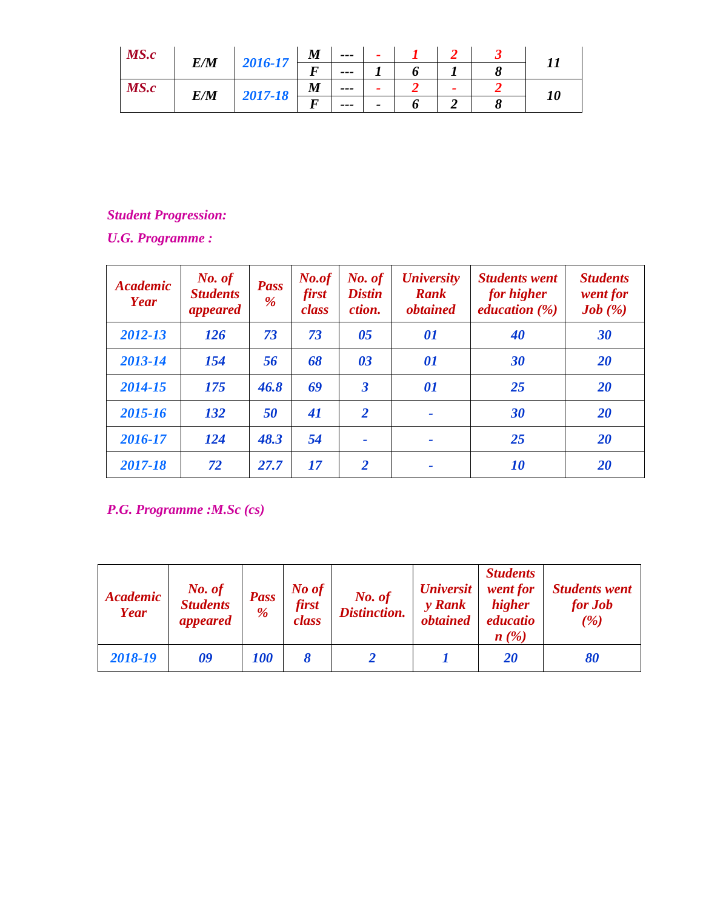| MS.c | E/M | 2016-17 | M | --- | - | 1 | 2 | 3 | 11 |
|---|---|---|---|---|---|---|---|---|---|
| | | | F | --- | 1 | 6 | 1 | 8 | |
| MS.c | E/M | 2017-18 | M | --- | - | 2 | - | 2 | 10 |
| | | | F | --- | - | 6 | 2 | 8 | |

***Student Progression:***

***U.G. Programme :***

| Academic Year | No. of Students appeared | Pass % | No.of first class | No. of Distinction. | University Rank obtained | Students went for higher education (%) | Students went for Job (%) |
|---|---|---|---|---|---|---|---|
| 2012-13 | 126 | 73 | 73 | 05 | 01 | 40 | 30 |
| 2013-14 | 154 | 56 | 68 | 03 | 01 | 30 | 20 |
| 2014-15 | 175 | 46.8 | 69 | 3 | 01 | 25 | 20 |
| 2015-16 | 132 | 50 | 41 | 2 | - | 30 | 20 |
| 2016-17 | 124 | 48.3 | 54 | - | - | 25 | 20 |
| 2017-18 | 72 | 27.7 | 17 | 2 | - | 10 | 20 |

***P.G. Programme :M.Sc (cs)***

| Academic Year | No. of Students appeared | Pass % | No of first class | No. of Distinction. | University Rank obtained | Students went for higher education (%) | Students went for Job (%) |
|---|---|---|---|---|---|---|---|
| 2018-19 | 09 | 100 | 8 | 2 | 1 | 20 | 80 |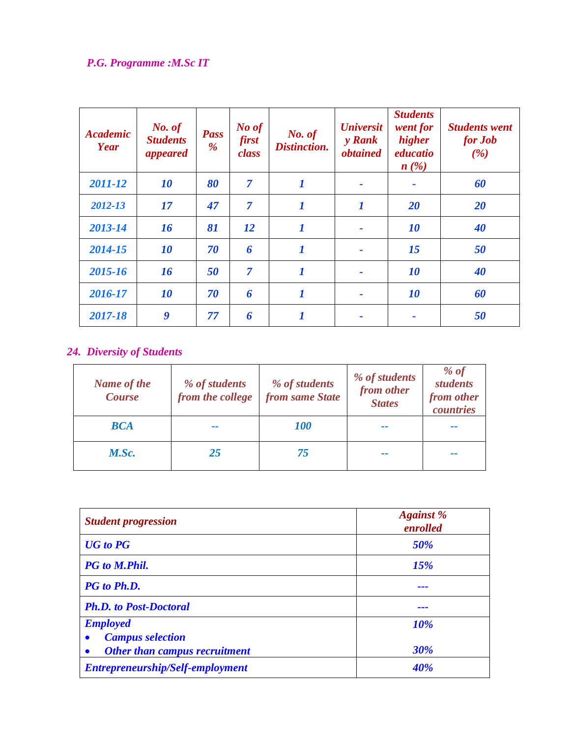*P.G. Programme :M.Sc IT*

| Academic Year | No. of Students appeared | Pass % | No of first class | No. of Distinction. | University Rank obtained | Students went for higher education (%) | Students went for Job (%) |
|---|---|---|---|---|---|---|---|
| 2011-12 | 10 | 80 | 7 | 1 | - | - | 60 |
| 2012-13 | 17 | 47 | 7 | 1 | 1 | 20 | 20 |
| 2013-14 | 16 | 81 | 12 | 1 | - | 10 | 40 |
| 2014-15 | 10 | 70 | 6 | 1 | - | 15 | 50 |
| 2015-16 | 16 | 50 | 7 | 1 | - | 10 | 40 |
| 2016-17 | 10 | 70 | 6 | 1 | - | 10 | 60 |
| 2017-18 | 9 | 77 | 6 | 1 | - | - | 50 |

## 24. Diversity of Students

| Name of the Course | % of students from the college | % of students from same State | % of students from other States | % of students from other countries |
|---|---|---|---|---|
| BCA | -- | 100 | -- | -- |
| M.Sc. | 25 | 75 | -- | -- |

| Student progression | Against % enrolled |
|---|---|
| UG to PG | 50% |
| PG to M.Phil. | 15% |
| PG to Ph.D. | --- |
| Ph.D. to Post-Doctoral | --- |
| Employed<br>• Campus selection<br>• Other than campus recruitment | 10%<br><br>30% |
| Entrepreneurship/Self-employment | 40% |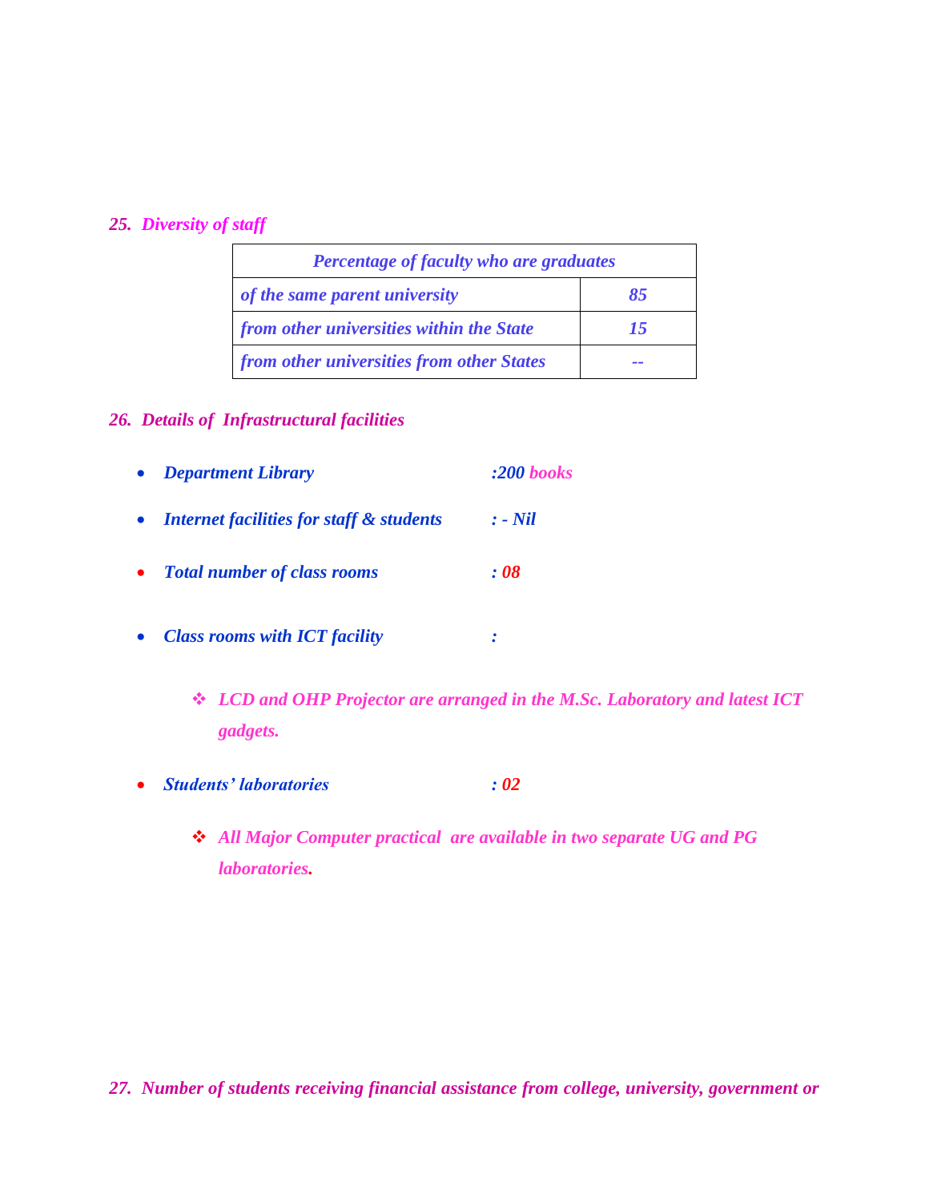## 25. Diversity of staff

| Percentage of faculty who are graduates | |
|---|---|
| of the same parent university | 85 |
| from other universities within the State | 15 |
| from other universities from other States | -- |

## 26. Details of Infrastructural facilities

- *Department Library* :200 books
- *Internet facilities for staff & students* : - Nil
- *Total number of class rooms* : 08
- *Class rooms with ICT facility* :
  - ❖ *LCD and OHP Projector are arranged in the M.Sc. Laboratory and latest ICT gadgets.*
- *Students' laboratories* : 02
  - ❖ *All Major Computer practical are available in two separate UG and PG laboratories.*

## 27. Number of students receiving financial assistance from college, university, government or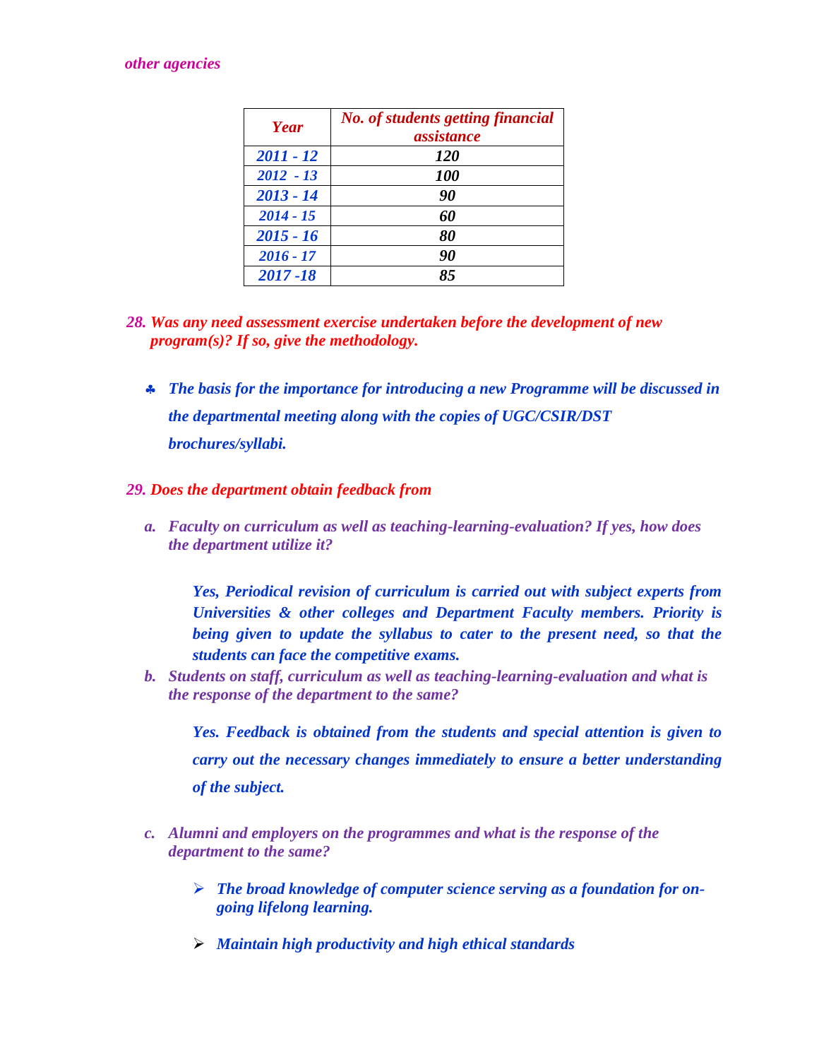*other agencies*

| *Year* | *No. of students getting financial assistance* |
|---|---|
| *2011 - 12* | *120* |
| *2012 - 13* | *100* |
| *2013 - 14* | *90* |
| *2014 - 15* | *60* |
| *2015 - 16* | *80* |
| *2016 - 17* | *90* |
| *2017 -18* | *85* |

***28. Was any need assessment exercise undertaken before the development of new program(s)? If so, give the methodology.***

- ***The basis for the importance for introducing a new Programme will be discussed in the departmental meeting along with the copies of UGC/CSIR/DST brochures/syllabi.***

***29. Does the department obtain feedback from***

***a. Faculty on curriculum as well as teaching-learning-evaluation? If yes, how does the department utilize it?***

***Yes, Periodical revision of curriculum is carried out with subject experts from Universities & other colleges and Department Faculty members. Priority is being given to update the syllabus to cater to the present need, so that the students can face the competitive exams.***

***b. Students on staff, curriculum as well as teaching-learning-evaluation and what is the response of the department to the same?***

***Yes. Feedback is obtained from the students and special attention is given to carry out the necessary changes immediately to ensure a better understanding of the subject.***

***c. Alumni and employers on the programmes and what is the response of the department to the same?***

- ***The broad knowledge of computer science serving as a foundation for on-going lifelong learning.***
- ***Maintain high productivity and high ethical standards***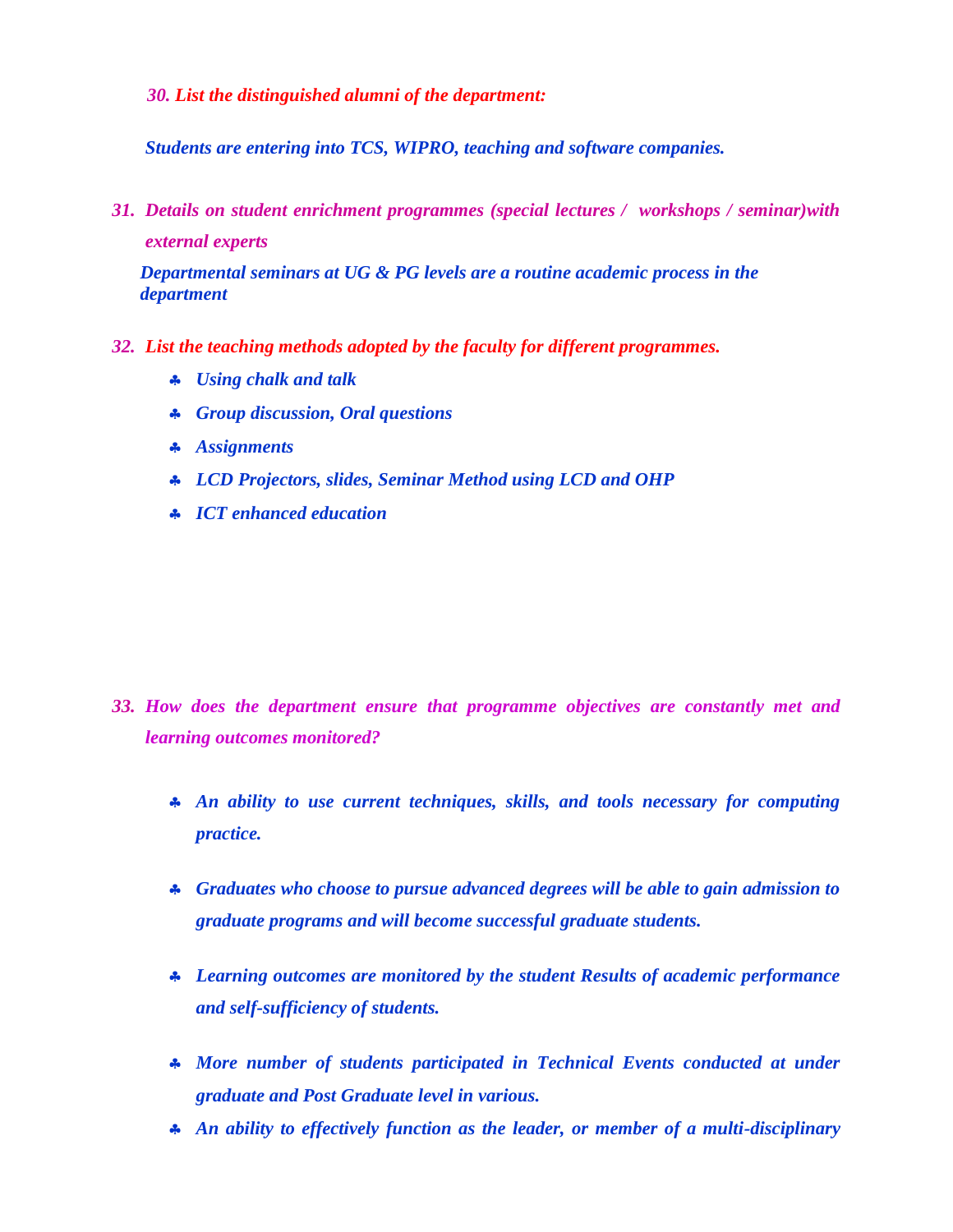***30. List the distinguished alumni of the department:***

***Students are entering into TCS, WIPRO, teaching and software companies.***

***31. Details on student enrichment programmes (special lectures / workshops / seminar)with external experts***

***Departmental seminars at UG & PG levels are a routine academic process in the department***

***32. List the teaching methods adopted by the faculty for different programmes.***

- ***Using chalk and talk***
- ***Group discussion, Oral questions***
- ***Assignments***
- ***LCD Projectors, slides, Seminar Method using LCD and OHP***
- ***ICT enhanced education***

***33. How does the department ensure that programme objectives are constantly met and learning outcomes monitored?***

- ***An ability to use current techniques, skills, and tools necessary for computing practice.***
- ***Graduates who choose to pursue advanced degrees will be able to gain admission to graduate programs and will become successful graduate students.***
- ***Learning outcomes are monitored by the student Results of academic performance and self-sufficiency of students.***
- ***More number of students participated in Technical Events conducted at under graduate and Post Graduate level in various.***
- ***An ability to effectively function as the leader, or member of a multi-disciplinary***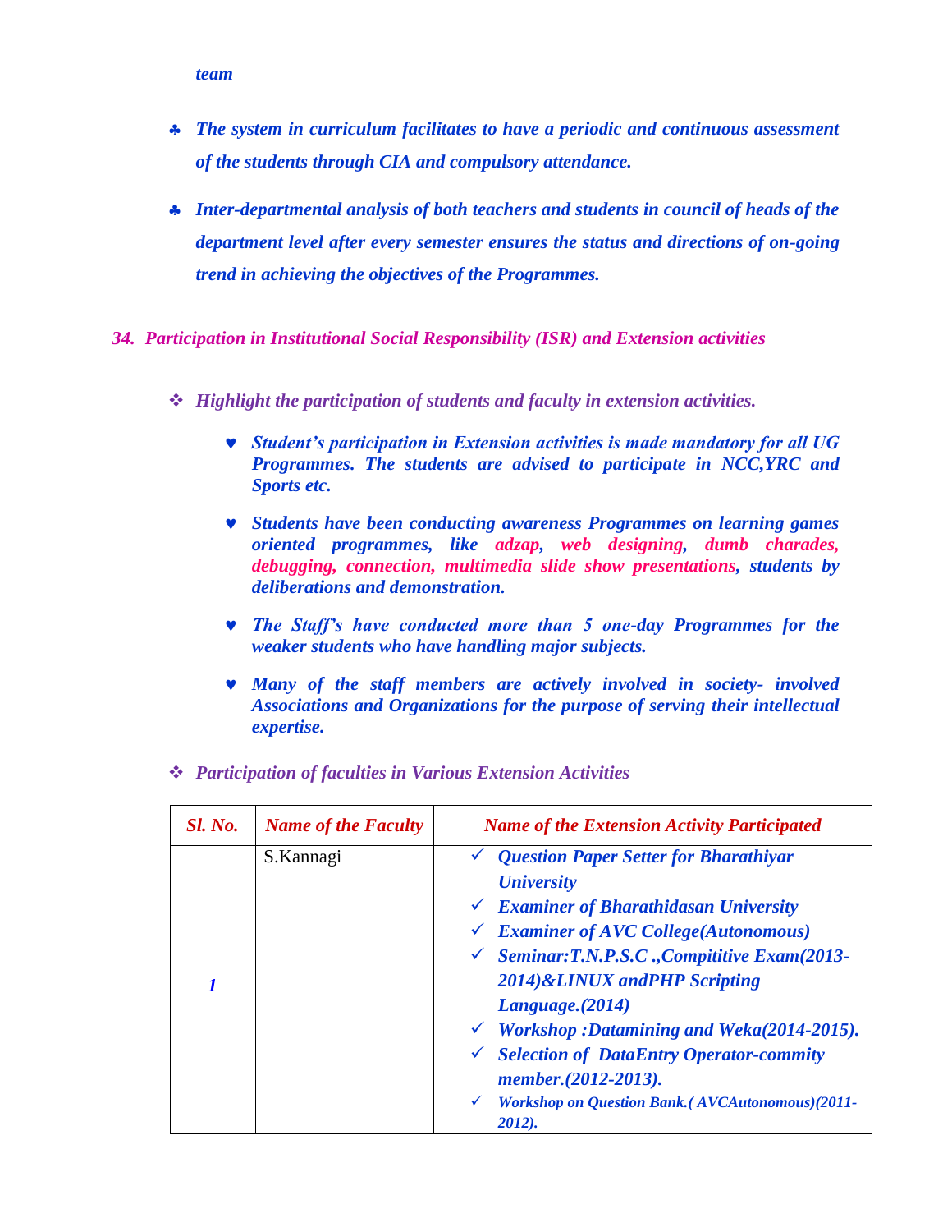*team*

- *The system in curriculum facilitates to have a periodic and continuous assessment of the students through CIA and compulsory attendance.*

- *Inter-departmental analysis of both teachers and students in council of heads of the department level after every semester ensures the status and directions of on-going trend in achieving the objectives of the Programmes.*

## *34. Participation in Institutional Social Responsibility (ISR) and Extension activities*

- *Highlight the participation of students and faculty in extension activities.*

  - ***Student's participation in Extension activities is made mandatory for all UG Programmes. The students are advised to participate in NCC,YRC and Sports etc.***

  - ***Students have been conducting awareness Programmes on learning games oriented programmes, like adzap, web designing, dumb charades, debugging, connection, multimedia slide show presentations, students by deliberations and demonstration.***

  - ***The Staff's have conducted more than 5 one-day Programmes for the weaker students who have handling major subjects.***

  - ***Many of the staff members are actively involved in society- involved Associations and Organizations for the purpose of serving their intellectual expertise.***

- *Participation of faculties in Various Extension Activities*

| *Sl. No.* | *Name of the Faculty* | *Name of the Extension Activity Participated* |
|---|---|---|
| *1* | S.Kannagi | ✓ *Question Paper Setter for Bharathiyar University*<br>✓ *Examiner of Bharathidasan University*<br>✓ *Examiner of AVC College(Autonomous)*<br>✓ *Seminar:T.N.P.S.C .,Compititive Exam(2013-2014)&LINUX andPHP Scripting Language.(2014)*<br>✓ *Workshop :Datamining and Weka(2014-2015).*<br>✓ *Selection of DataEntry Operator-commity member.(2012-2013).*<br>✓ *Workshop on Question Bank.( AVCAutonomous)(2011-2012).* |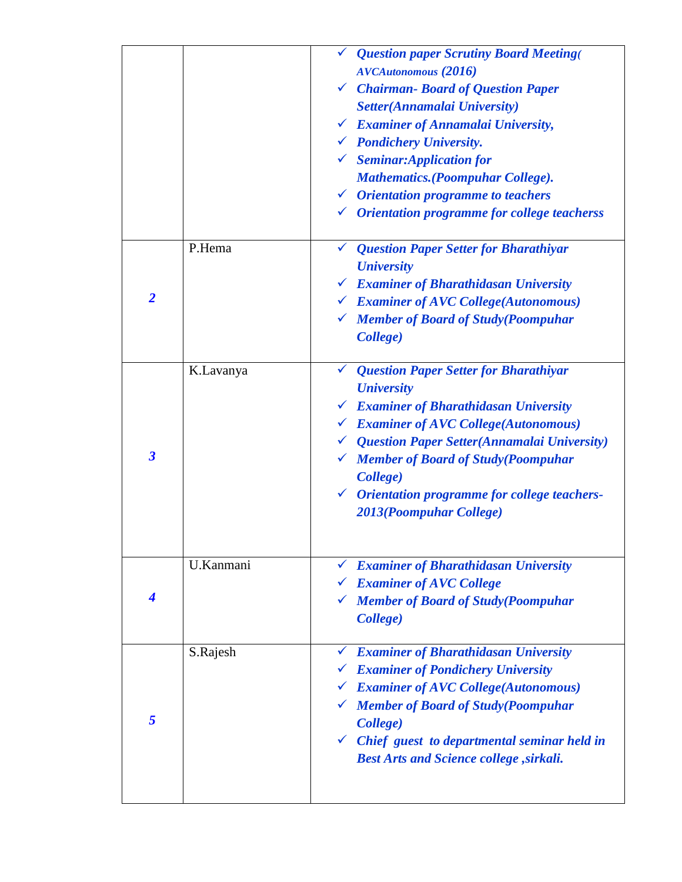| | | |
|---|---|---|
| | | ✓ *Question paper Scrutiny Board Meeting( AVCAutonomous (2016)*<br>✓ *Chairman- Board of Question Paper Setter(Annamalai University)*<br>✓ *Examiner of Annamalai University,*<br>✓ *Pondichery University.*<br>✓ *Seminar:Application for Mathematics.(Poompuhar College).*<br>✓ *Orientation programme to teachers*<br>✓ *Orientation programme for college teacherss* |
| ***2*** | P.Hema | ✓ *Question Paper Setter for Bharathiyar University*<br>✓ *Examiner of Bharathidasan University*<br>✓ *Examiner of AVC College(Autonomous)*<br>✓ *Member of Board of Study(Poompuhar College)* |
| ***3*** | K.Lavanya | ✓ *Question Paper Setter for Bharathiyar University*<br>✓ *Examiner of Bharathidasan University*<br>✓ *Examiner of AVC College(Autonomous)*<br>✓ *Question Paper Setter(Annamalai University)*<br>✓ *Member of Board of Study(Poompuhar College)*<br>✓ *Orientation programme for college teachers-2013(Poompuhar College)* |
| ***4*** | U.Kanmani | ✓ *Examiner of Bharathidasan University*<br>✓ *Examiner of AVC College*<br>✓ *Member of Board of Study(Poompuhar College)* |
| ***5*** | S.Rajesh | ✓ *Examiner of Bharathidasan University*<br>✓ *Examiner of Pondichery University*<br>✓ *Examiner of AVC College(Autonomous)*<br>✓ *Member of Board of Study(Poompuhar College)*<br>✓ *Chief guest to departmental seminar held in Best Arts and Science college ,sirkali.* |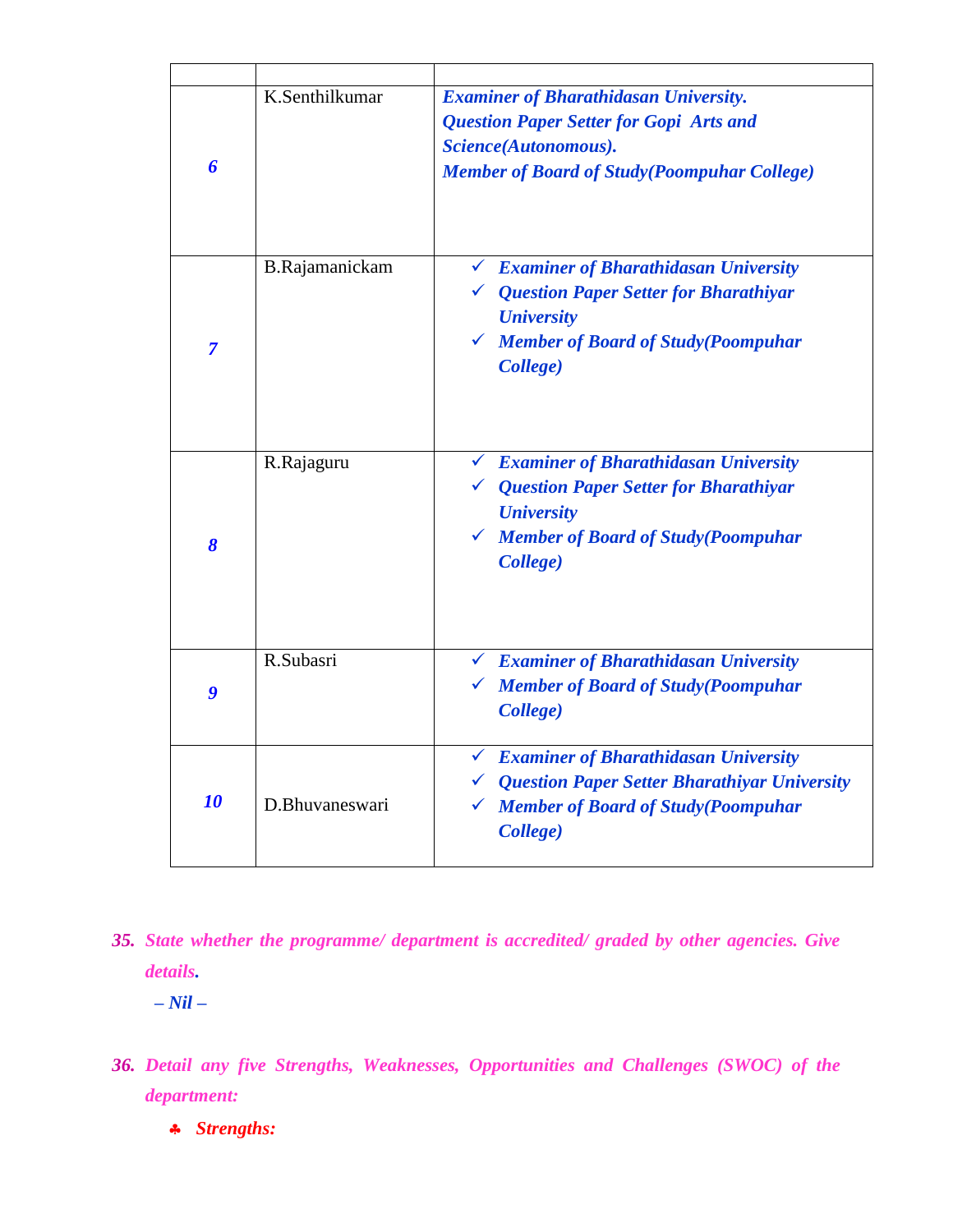| | | |
|---|---|---|
| *6* | K.Senthilkumar | ***Examiner of Bharathidasan University.*** ***Question Paper Setter for Gopi Arts and Science(Autonomous).*** ***Member of Board of Study(Poompuhar College)*** |
| *7* | B.Rajamanickam | ✓ ***Examiner of Bharathidasan University*** ✓ ***Question Paper Setter for Bharathiyar University*** ✓ ***Member of Board of Study(Poompuhar College)*** |
| *8* | R.Rajaguru | ✓ ***Examiner of Bharathidasan University*** ✓ ***Question Paper Setter for Bharathiyar University*** ✓ ***Member of Board of Study(Poompuhar College)*** |
| *9* | R.Subasri | ✓ ***Examiner of Bharathidasan University*** ✓ ***Member of Board of Study(Poompuhar College)*** |
| *10* | D.Bhuvaneswari | ✓ ***Examiner of Bharathidasan University*** ✓ ***Question Paper Setter Bharathiyar University*** ✓ ***Member of Board of Study(Poompuhar College)*** |

***35. State whether the programme/ department is accredited/ graded by other agencies. Give details.***

***– Nil –***

***36. Detail any five Strengths, Weaknesses, Opportunities and Challenges (SWOC) of the department:***

- ***Strengths:***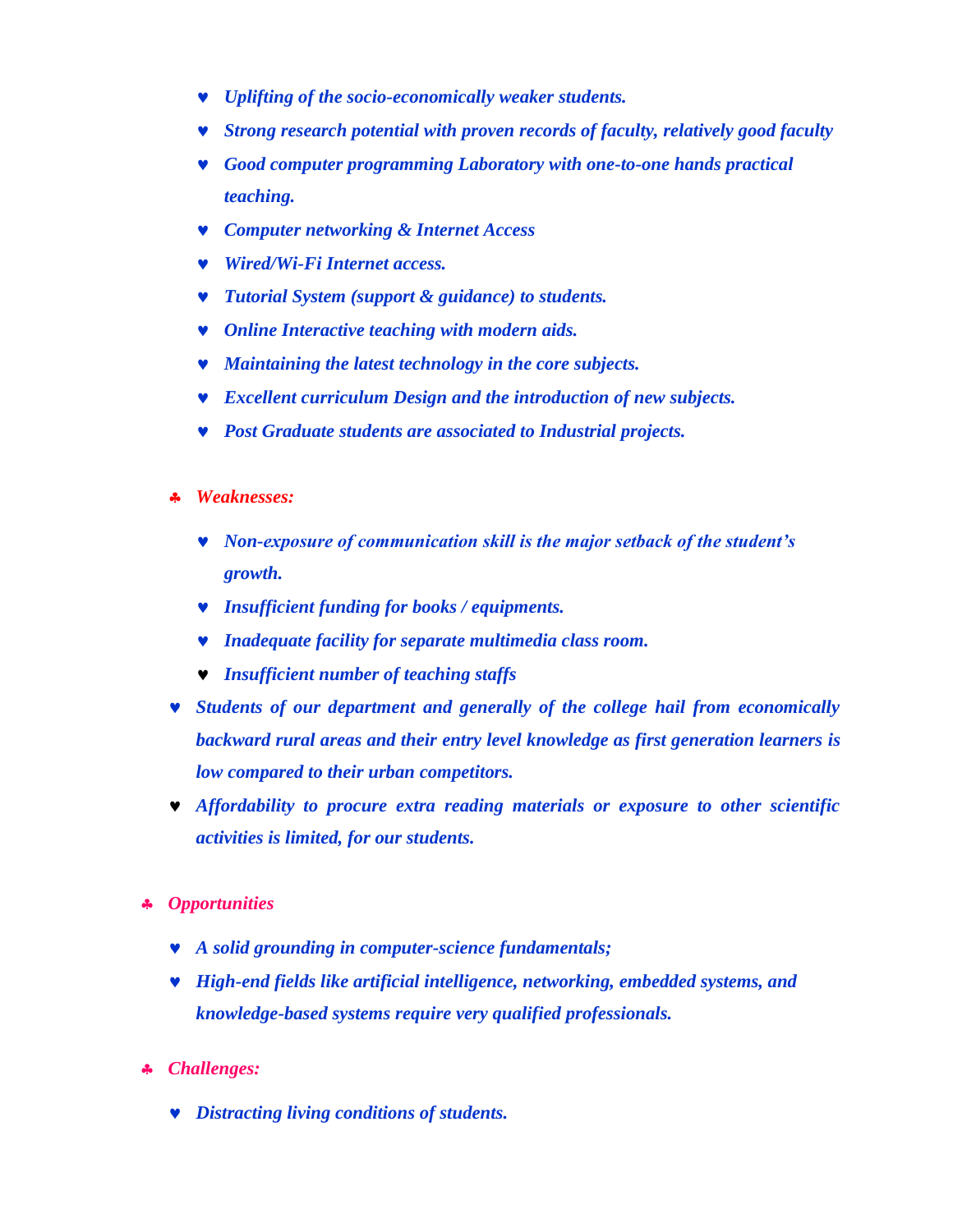- *Uplifting of the socio-economically weaker students.*
- *Strong research potential with proven records of faculty, relatively good faculty*
- *Good computer programming Laboratory with one-to-one hands practical teaching.*
- *Computer networking & Internet Access*
- *Wired/Wi-Fi Internet access.*
- *Tutorial System (support & guidance) to students.*
- *Online Interactive teaching with modern aids.*
- *Maintaining the latest technology in the core subjects.*
- *Excellent curriculum Design and the introduction of new subjects.*
- *Post Graduate students are associated to Industrial projects.*

- ***Weaknesses:***
  - *Non-exposure of communication skill is the major setback of the student's growth.*
  - *Insufficient funding for books / equipments.*
  - *Inadequate facility for separate multimedia class room.*
  - *Insufficient number of teaching staffs*
- *Students of our department and generally of the college hail from economically backward rural areas and their entry level knowledge as first generation learners is low compared to their urban competitors.*
- *Affordability to procure extra reading materials or exposure to other scientific activities is limited, for our students.*

- ***Opportunities***
  - *A solid grounding in computer-science fundamentals;*
  - *High-end fields like artificial intelligence, networking, embedded systems, and knowledge-based systems require very qualified professionals.*

- ***Challenges:***
  - *Distracting living conditions of students.*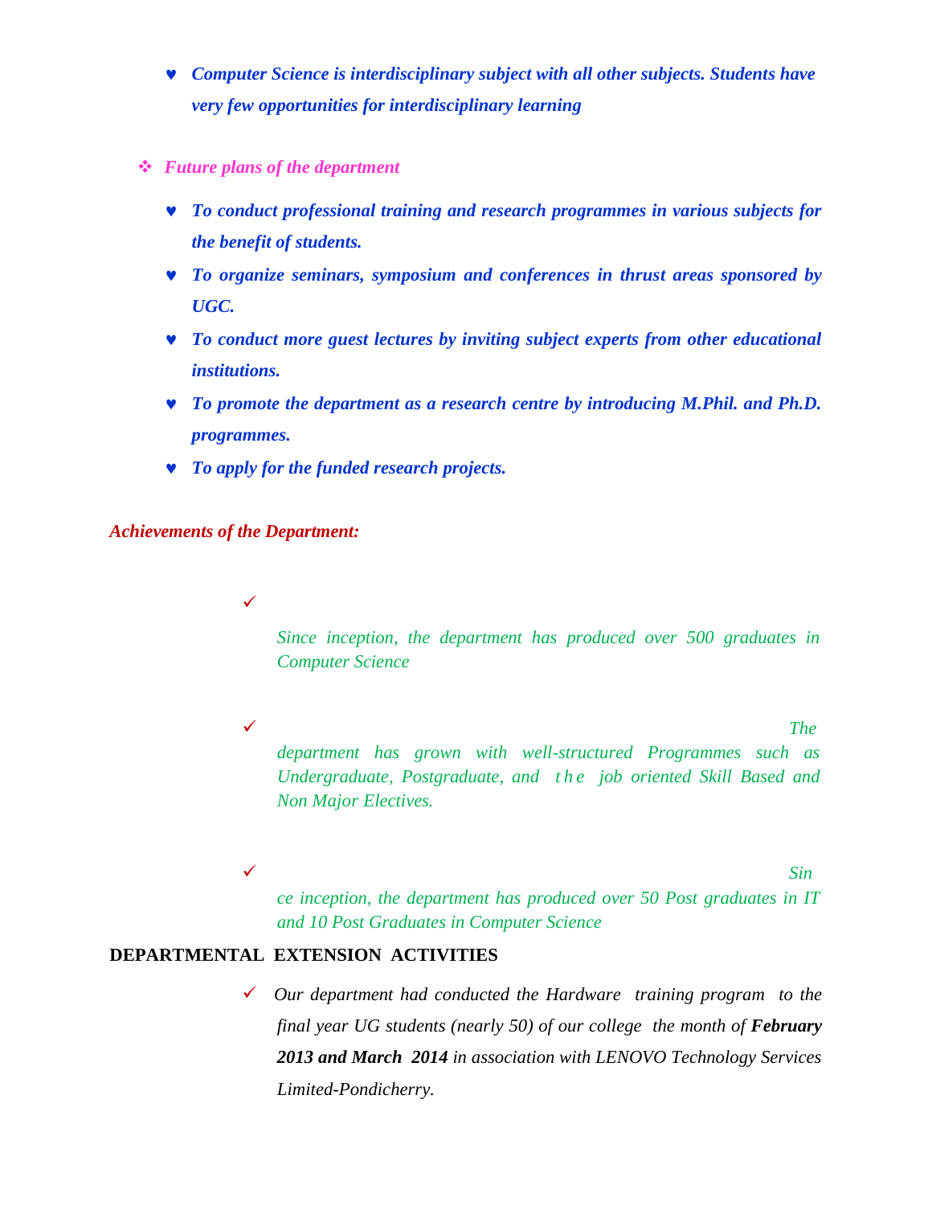- *Computer Science is interdisciplinary subject with all other subjects. Students have very few opportunities for interdisciplinary learning*

- *Future plans of the department*

  - *To conduct professional training and research programmes in various subjects for the benefit of students.*
  - *To organize seminars, symposium and conferences in thrust areas sponsored by UGC.*
  - *To conduct more guest lectures by inviting subject experts from other educational institutions.*
  - *To promote the department as a research centre by introducing M.Phil. and Ph.D. programmes.*
  - *To apply for the funded research projects.*

*Achievements of the Department:*

- ✓ *Since inception, the department has produced over 500 graduates in Computer Science*
- ✓ *The department has grown with well-structured Programmes such as Undergraduate, Postgraduate, and the job oriented Skill Based and Non Major Electives.*
- ✓ *Since inception, the department has produced over 50 Post graduates in IT and 10 Post Graduates in Computer Science*

**DEPARTMENTAL EXTENSION ACTIVITIES**

- ✓ *Our department had conducted the Hardware training program to the final year UG students (nearly 50) of our college the month of* ***February 2013 and March 2014*** *in association with LENOVO Technology Services Limited-Pondicherry.*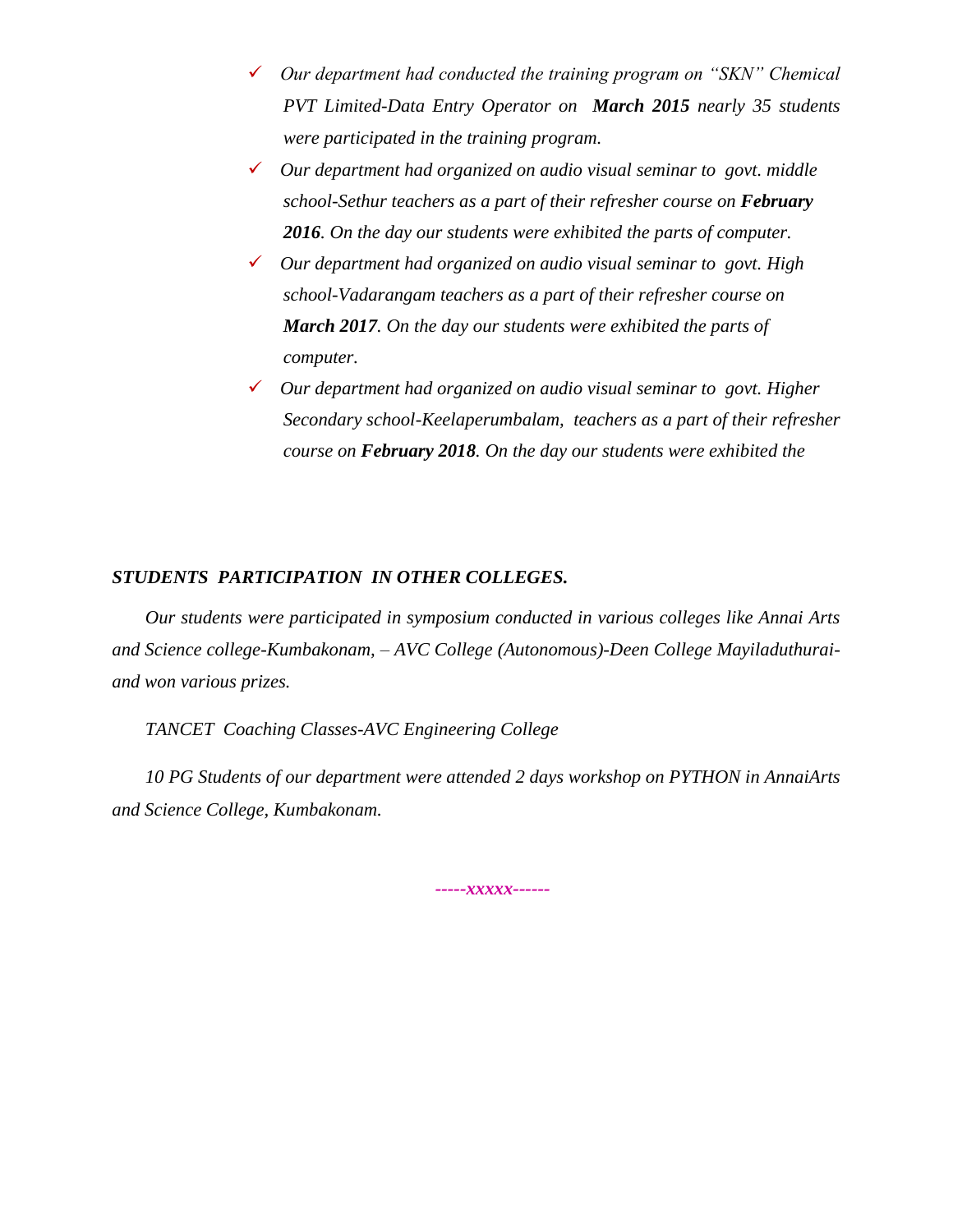- ✓ *Our department had conducted the training program on "SKN" Chemical PVT Limited-Data Entry Operator on **March 2015** nearly 35 students were participated in the training program.*
- ✓ *Our department had organized on audio visual seminar to govt. middle school-Sethur teachers as a part of their refresher course on **February 2016**. On the day our students were exhibited the parts of computer.*
- ✓ *Our department had organized on audio visual seminar to govt. High school-Vadarangam teachers as a part of their refresher course on **March 2017**. On the day our students were exhibited the parts of computer.*
- ✓ *Our department had organized on audio visual seminar to govt. Higher Secondary school-Keelaperumbalam, teachers as a part of their refresher course on **February 2018**. On the day our students were exhibited the*

***STUDENTS PARTICIPATION IN OTHER COLLEGES.***

*Our students were participated in symposium conducted in various colleges like Annai Arts and Science college-Kumbakonam, – AVC College (Autonomous)-Deen College Mayiladuthurai-and won various prizes.*

*TANCET Coaching Classes-AVC Engineering College*

*10 PG Students of our department were attended 2 days workshop on PYTHON in AnnaiArts and Science College, Kumbakonam.*

***-----xxxxx------***